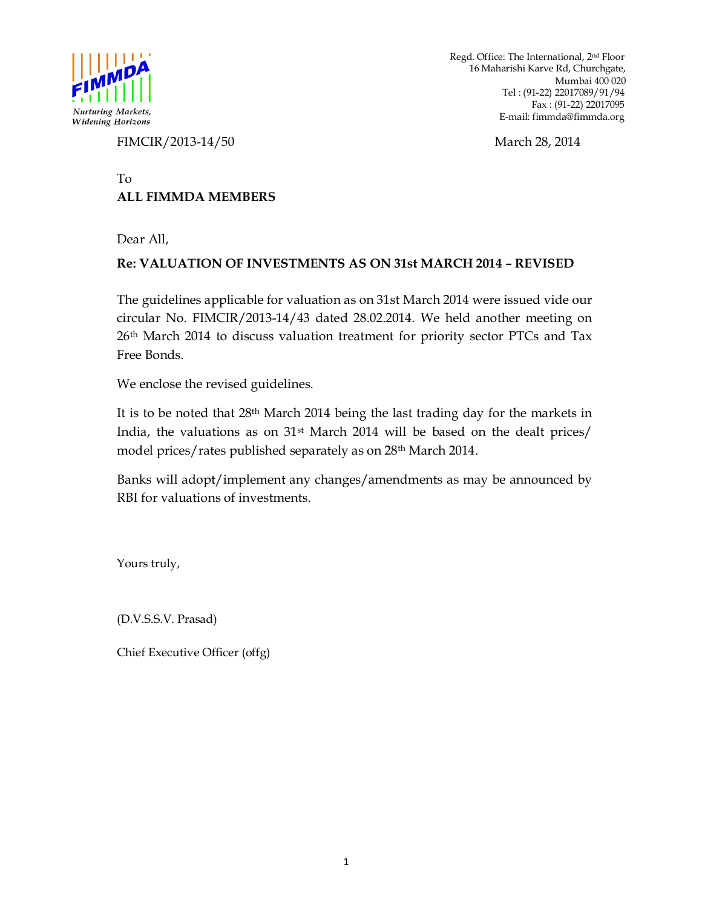FIMMDA

*Nurturing Markets, Widening Horizons*

Regd. Office: The International, 2nd Floor
16 Maharishi Karve Rd, Churchgate,
Mumbai 400 020
Tel : (91-22) 22017089/91/94
Fax : (91-22) 22017095
E-mail: fimmda@fimmda.org

FIMCIR/2013-14/50 March 28, 2014

To
**ALL FIMMDA MEMBERS**

Dear All,

**Re: VALUATION OF INVESTMENTS AS ON 31st MARCH 2014 – REVISED**

The guidelines applicable for valuation as on 31st March 2014 were issued vide our circular No. FIMCIR/2013-14/43 dated 28.02.2014. We held another meeting on 26th March 2014 to discuss valuation treatment for priority sector PTCs and Tax Free Bonds.

We enclose the revised guidelines.

It is to be noted that 28th March 2014 being the last trading day for the markets in India, the valuations as on 31st March 2014 will be based on the dealt prices/ model prices/rates published separately as on 28th March 2014.

Banks will adopt/implement any changes/amendments as may be announced by RBI for valuations of investments.

Yours truly,

(D.V.S.S.V. Prasad)

Chief Executive Officer (offg)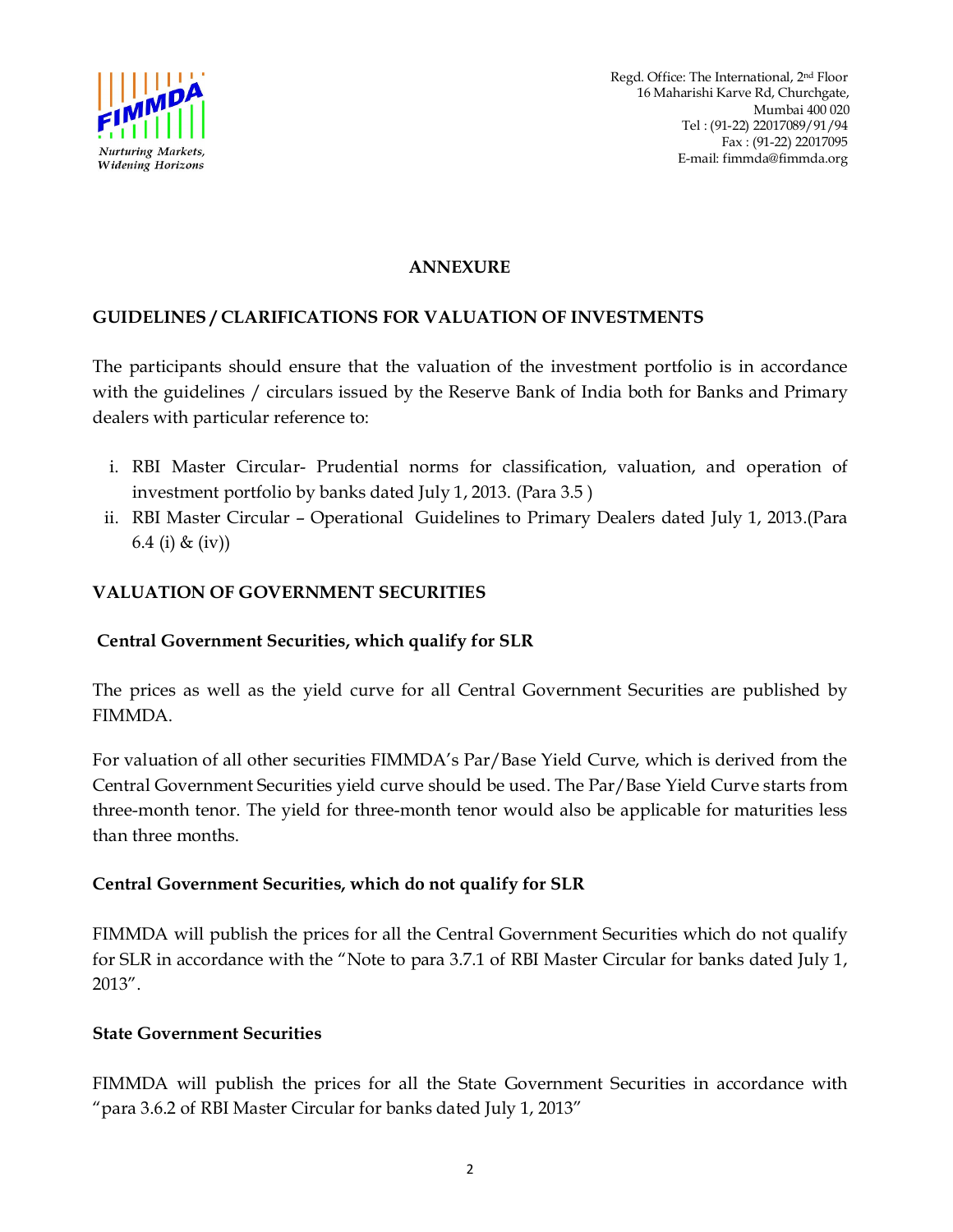FIMMDA

*Nurturing Markets, Widening Horizons*

Regd. Office: The International, 2nd Floor
16 Maharishi Karve Rd, Churchgate,
Mumbai 400 020
Tel : (91-22) 22017089/91/94
Fax : (91-22) 22017095
E-mail: fimmda@fimmda.org

## ANNEXURE

## GUIDELINES / CLARIFICATIONS FOR VALUATION OF INVESTMENTS

The participants should ensure that the valuation of the investment portfolio is in accordance with the guidelines / circulars issued by the Reserve Bank of India both for Banks and Primary dealers with particular reference to:

i. RBI Master Circular- Prudential norms for classification, valuation, and operation of investment portfolio by banks dated July 1, 2013. (Para 3.5 )
ii. RBI Master Circular – Operational Guidelines to Primary Dealers dated July 1, 2013.(Para 6.4 (i) & (iv))

## VALUATION OF GOVERNMENT SECURITIES

### Central Government Securities, which qualify for SLR

The prices as well as the yield curve for all Central Government Securities are published by FIMMDA.

For valuation of all other securities FIMMDA's Par/Base Yield Curve, which is derived from the Central Government Securities yield curve should be used. The Par/Base Yield Curve starts from three-month tenor. The yield for three-month tenor would also be applicable for maturities less than three months.

### Central Government Securities, which do not qualify for SLR

FIMMDA will publish the prices for all the Central Government Securities which do not qualify for SLR in accordance with the "Note to para 3.7.1 of RBI Master Circular for banks dated July 1, 2013".

### State Government Securities

FIMMDA will publish the prices for all the State Government Securities in accordance with "para 3.6.2 of RBI Master Circular for banks dated July 1, 2013"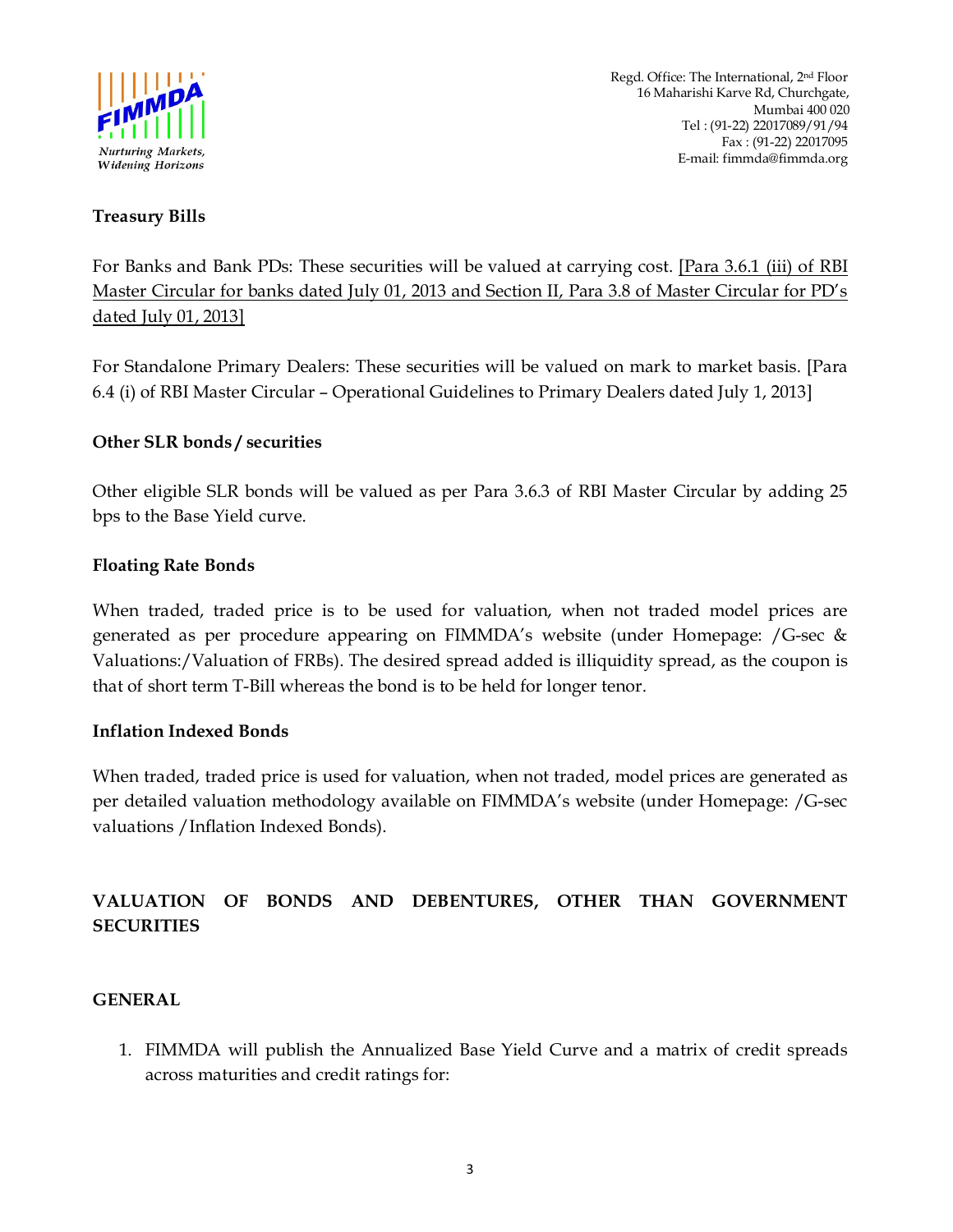**Treasury Bills**

For Banks and Bank PDs: These securities will be valued at carrying cost. [Para 3.6.1 (iii) of RBI Master Circular for banks dated July 01, 2013 and Section II, Para 3.8 of Master Circular for PD's dated July 01, 2013]

For Standalone Primary Dealers: These securities will be valued on mark to market basis. [Para 6.4 (i) of RBI Master Circular – Operational Guidelines to Primary Dealers dated July 1, 2013]

**Other SLR bonds / securities**

Other eligible SLR bonds will be valued as per Para 3.6.3 of RBI Master Circular by adding 25 bps to the Base Yield curve.

**Floating Rate Bonds**

When traded, traded price is to be used for valuation, when not traded model prices are generated as per procedure appearing on FIMMDA's website (under Homepage: /G-sec & Valuations:/Valuation of FRBs). The desired spread added is illiquidity spread, as the coupon is that of short term T-Bill whereas the bond is to be held for longer tenor.

**Inflation Indexed Bonds**

When traded, traded price is used for valuation, when not traded, model prices are generated as per detailed valuation methodology available on FIMMDA's website (under Homepage: /G-sec valuations /Inflation Indexed Bonds).

## VALUATION OF BONDS AND DEBENTURES, OTHER THAN GOVERNMENT SECURITIES

### GENERAL

1. FIMMDA will publish the Annualized Base Yield Curve and a matrix of credit spreads across maturities and credit ratings for: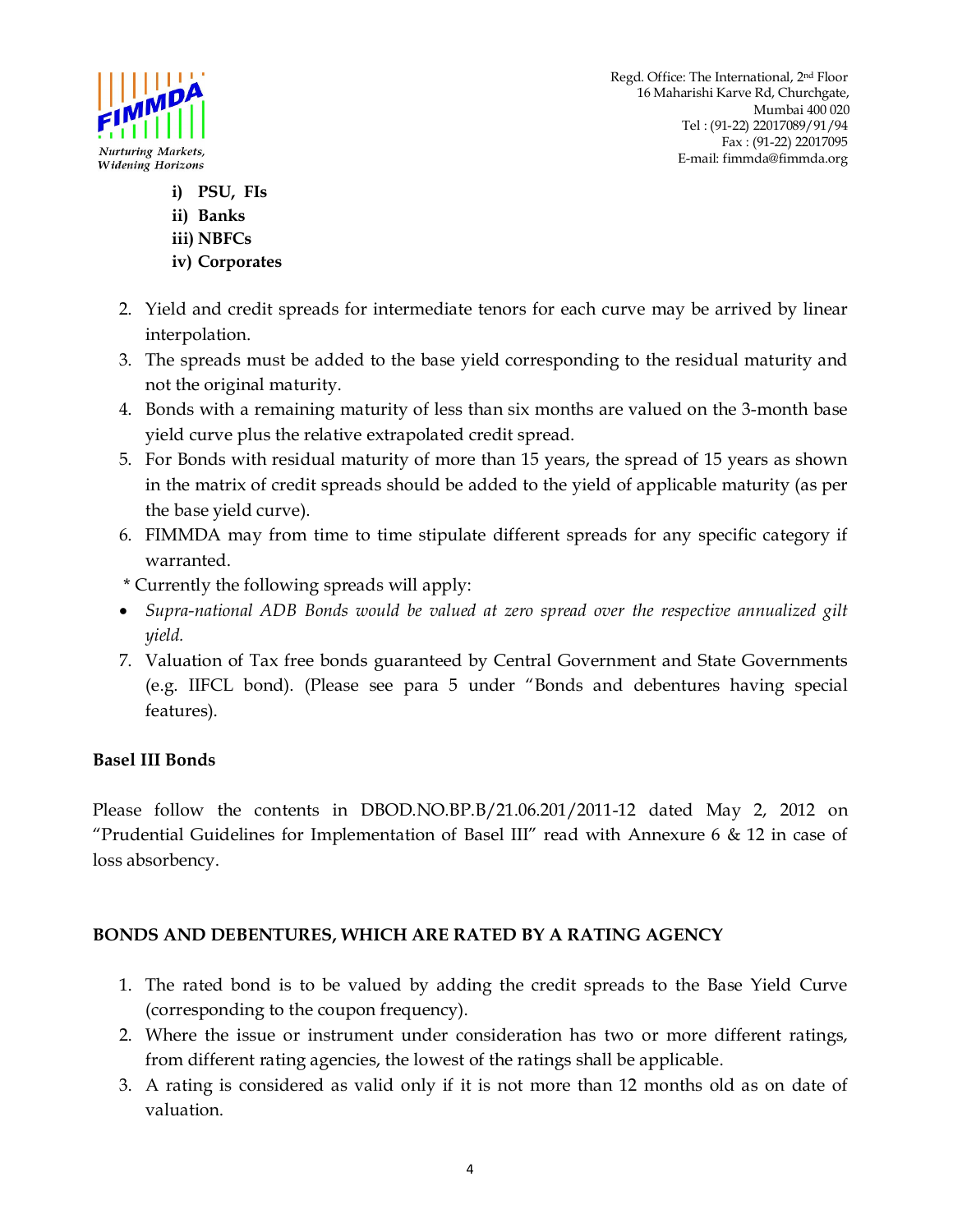- **i) PSU, FIs**
- **ii) Banks**
- **iii) NBFCs**
- **iv) Corporates**

2. Yield and credit spreads for intermediate tenors for each curve may be arrived by linear interpolation.
3. The spreads must be added to the base yield corresponding to the residual maturity and not the original maturity.
4. Bonds with a remaining maturity of less than six months are valued on the 3-month base yield curve plus the relative extrapolated credit spread.
5. For Bonds with residual maturity of more than 15 years, the spread of 15 years as shown in the matrix of credit spreads should be added to the yield of applicable maturity (as per the base yield curve).
6. FIMMDA may from time to time stipulate different spreads for any specific category if warranted.

\* Currently the following spreads will apply:

- *Supra-national ADB Bonds would be valued at zero spread over the respective annualized gilt yield.*

7. Valuation of Tax free bonds guaranteed by Central Government and State Governments (e.g. IIFCL bond). (Please see para 5 under "Bonds and debentures having special features).

**Basel III Bonds**

Please follow the contents in DBOD.NO.BP.B/21.06.201/2011-12 dated May 2, 2012 on "Prudential Guidelines for Implementation of Basel III" read with Annexure 6 & 12 in case of loss absorbency.

## BONDS AND DEBENTURES, WHICH ARE RATED BY A RATING AGENCY

1. The rated bond is to be valued by adding the credit spreads to the Base Yield Curve (corresponding to the coupon frequency).
2. Where the issue or instrument under consideration has two or more different ratings, from different rating agencies, the lowest of the ratings shall be applicable.
3. A rating is considered as valid only if it is not more than 12 months old as on date of valuation.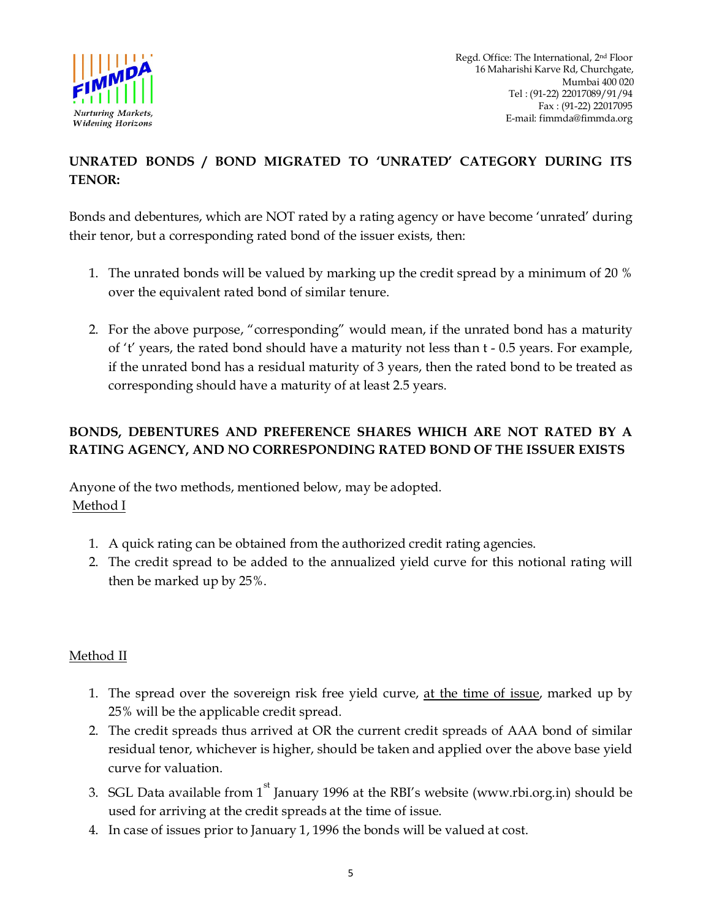## UNRATED BONDS / BOND MIGRATED TO 'UNRATED' CATEGORY DURING ITS TENOR:

Bonds and debentures, which are NOT rated by a rating agency or have become 'unrated' during their tenor, but a corresponding rated bond of the issuer exists, then:

1. The unrated bonds will be valued by marking up the credit spread by a minimum of 20 % over the equivalent rated bond of similar tenure.

2. For the above purpose, "corresponding" would mean, if the unrated bond has a maturity of 't' years, the rated bond should have a maturity not less than t - 0.5 years. For example, if the unrated bond has a residual maturity of 3 years, then the rated bond to be treated as corresponding should have a maturity of at least 2.5 years.

## BONDS, DEBENTURES AND PREFERENCE SHARES WHICH ARE NOT RATED BY A RATING AGENCY, AND NO CORRESPONDING RATED BOND OF THE ISSUER EXISTS

Anyone of the two methods, mentioned below, may be adopted.

Method I

1. A quick rating can be obtained from the authorized credit rating agencies.
2. The credit spread to be added to the annualized yield curve for this notional rating will then be marked up by 25%.

Method II

1. The spread over the sovereign risk free yield curve, at the time of issue, marked up by 25% will be the applicable credit spread.
2. The credit spreads thus arrived at OR the current credit spreads of AAA bond of similar residual tenor, whichever is higher, should be taken and applied over the above base yield curve for valuation.
3. SGL Data available from 1st January 1996 at the RBI's website (www.rbi.org.in) should be used for arriving at the credit spreads at the time of issue.
4. In case of issues prior to January 1, 1996 the bonds will be valued at cost.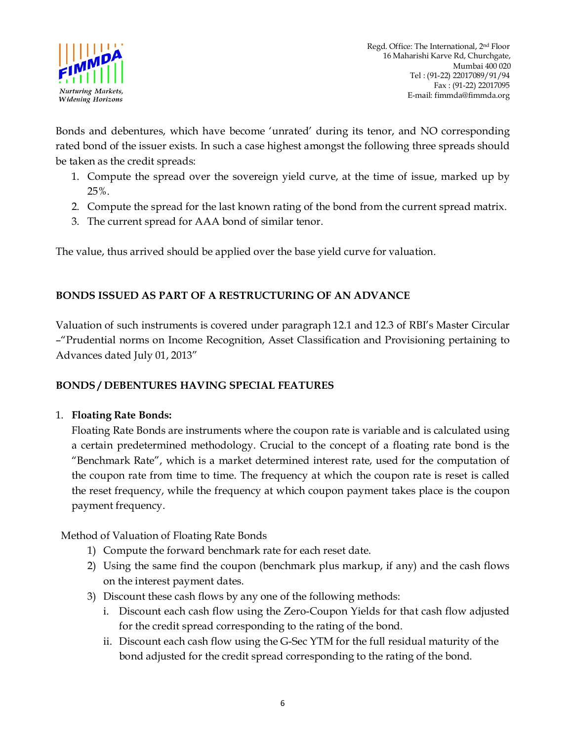Bonds and debentures, which have become 'unrated' during its tenor, and NO corresponding rated bond of the issuer exists. In such a case highest amongst the following three spreads should be taken as the credit spreads:

1. Compute the spread over the sovereign yield curve, at the time of issue, marked up by 25%.
2. Compute the spread for the last known rating of the bond from the current spread matrix.
3. The current spread for AAA bond of similar tenor.

The value, thus arrived should be applied over the base yield curve for valuation.

## BONDS ISSUED AS PART OF A RESTRUCTURING OF AN ADVANCE

Valuation of such instruments is covered under paragraph 12.1 and 12.3 of RBI's Master Circular –"Prudential norms on Income Recognition, Asset Classification and Provisioning pertaining to Advances dated July 01, 2013"

## BONDS / DEBENTURES HAVING SPECIAL FEATURES

1. **Floating Rate Bonds:**

   Floating Rate Bonds are instruments where the coupon rate is variable and is calculated using a certain predetermined methodology. Crucial to the concept of a floating rate bond is the "Benchmark Rate", which is a market determined interest rate, used for the computation of the coupon rate from time to time. The frequency at which the coupon rate is reset is called the reset frequency, while the frequency at which coupon payment takes place is the coupon payment frequency.

   Method of Valuation of Floating Rate Bonds

   1) Compute the forward benchmark rate for each reset date.
   2) Using the same find the coupon (benchmark plus markup, if any) and the cash flows on the interest payment dates.
   3) Discount these cash flows by any one of the following methods:
      i. Discount each cash flow using the Zero-Coupon Yields for that cash flow adjusted for the credit spread corresponding to the rating of the bond.
      ii. Discount each cash flow using the G-Sec YTM for the full residual maturity of the bond adjusted for the credit spread corresponding to the rating of the bond.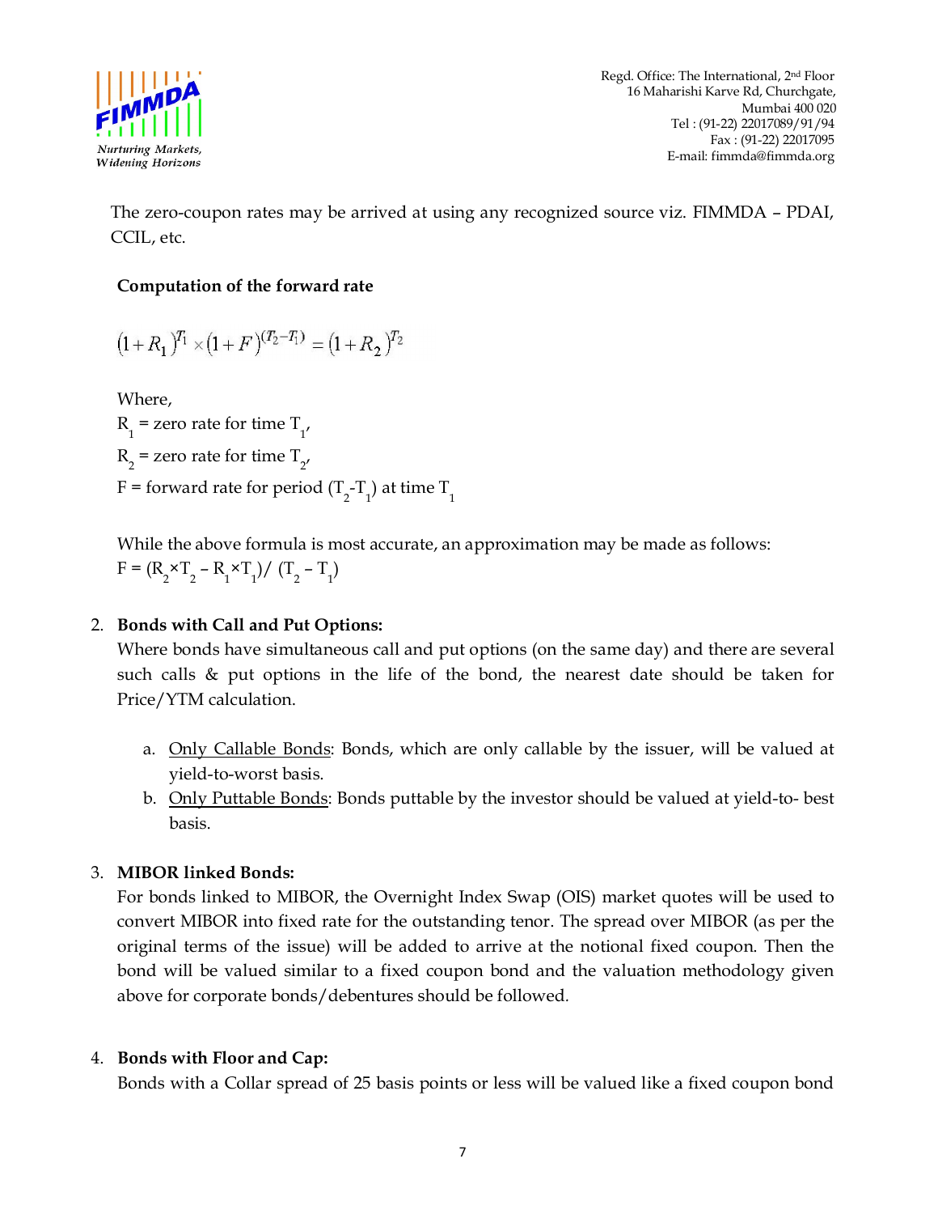The zero-coupon rates may be arrived at using any recognized source viz. FIMMDA – PDAI, CCIL, etc.

**Computation of the forward rate**

$$(1+R_1)^{T_1} \times (1+F)^{(T_2-T_1)} = (1+R_2)^{T_2}$$

Where,

$R_1$ = zero rate for time $T_1$,

$R_2$ = zero rate for time $T_2$,

F = forward rate for period $(T_2-T_1)$ at time $T_1$

While the above formula is most accurate, an approximation may be made as follows:

$F = (R_2 \times T_2 - R_1 \times T_1) / (T_2 - T_1)$

2. **Bonds with Call and Put Options:**
   Where bonds have simultaneous call and put options (on the same day) and there are several such calls & put options in the life of the bond, the nearest date should be taken for Price/YTM calculation.

   a. Only Callable Bonds: Bonds, which are only callable by the issuer, will be valued at yield-to-worst basis.
   b. Only Puttable Bonds: Bonds puttable by the investor should be valued at yield-to- best basis.

3. **MIBOR linked Bonds:**
   For bonds linked to MIBOR, the Overnight Index Swap (OIS) market quotes will be used to convert MIBOR into fixed rate for the outstanding tenor. The spread over MIBOR (as per the original terms of the issue) will be added to arrive at the notional fixed coupon. Then the bond will be valued similar to a fixed coupon bond and the valuation methodology given above for corporate bonds/debentures should be followed.

4. **Bonds with Floor and Cap:**
   Bonds with a Collar spread of 25 basis points or less will be valued like a fixed coupon bond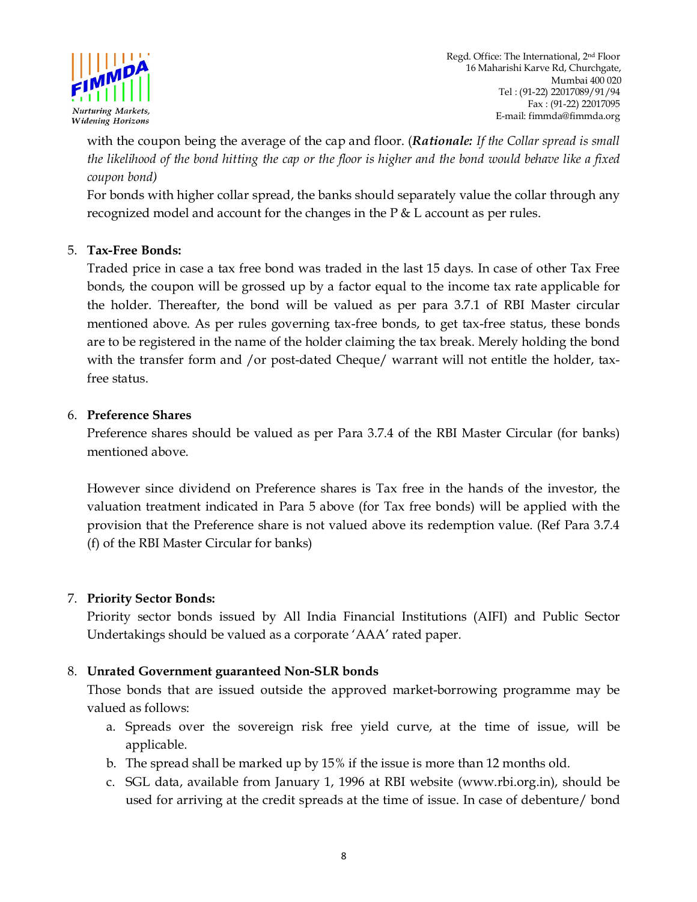with the coupon being the average of the cap and floor. (***Rationale:*** *If the Collar spread is small the likelihood of the bond hitting the cap or the floor is higher and the bond would behave like a fixed coupon bond)*

For bonds with higher collar spread, the banks should separately value the collar through any recognized model and account for the changes in the P & L account as per rules.

5. **Tax-Free Bonds:**

   Traded price in case a tax free bond was traded in the last 15 days. In case of other Tax Free bonds, the coupon will be grossed up by a factor equal to the income tax rate applicable for the holder. Thereafter, the bond will be valued as per para 3.7.1 of RBI Master circular mentioned above. As per rules governing tax-free bonds, to get tax-free status, these bonds are to be registered in the name of the holder claiming the tax break. Merely holding the bond with the transfer form and /or post-dated Cheque/ warrant will not entitle the holder, tax-free status.

6. **Preference Shares**

   Preference shares should be valued as per Para 3.7.4 of the RBI Master Circular (for banks) mentioned above.

   However since dividend on Preference shares is Tax free in the hands of the investor, the valuation treatment indicated in Para 5 above (for Tax free bonds) will be applied with the provision that the Preference share is not valued above its redemption value. (Ref Para 3.7.4 (f) of the RBI Master Circular for banks)

7. **Priority Sector Bonds:**

   Priority sector bonds issued by All India Financial Institutions (AIFI) and Public Sector Undertakings should be valued as a corporate 'AAA' rated paper.

8. **Unrated Government guaranteed Non-SLR bonds**

   Those bonds that are issued outside the approved market-borrowing programme may be valued as follows:

   a. Spreads over the sovereign risk free yield curve, at the time of issue, will be applicable.
   b. The spread shall be marked up by 15% if the issue is more than 12 months old.
   c. SGL data, available from January 1, 1996 at RBI website (www.rbi.org.in), should be used for arriving at the credit spreads at the time of issue. In case of debenture/ bond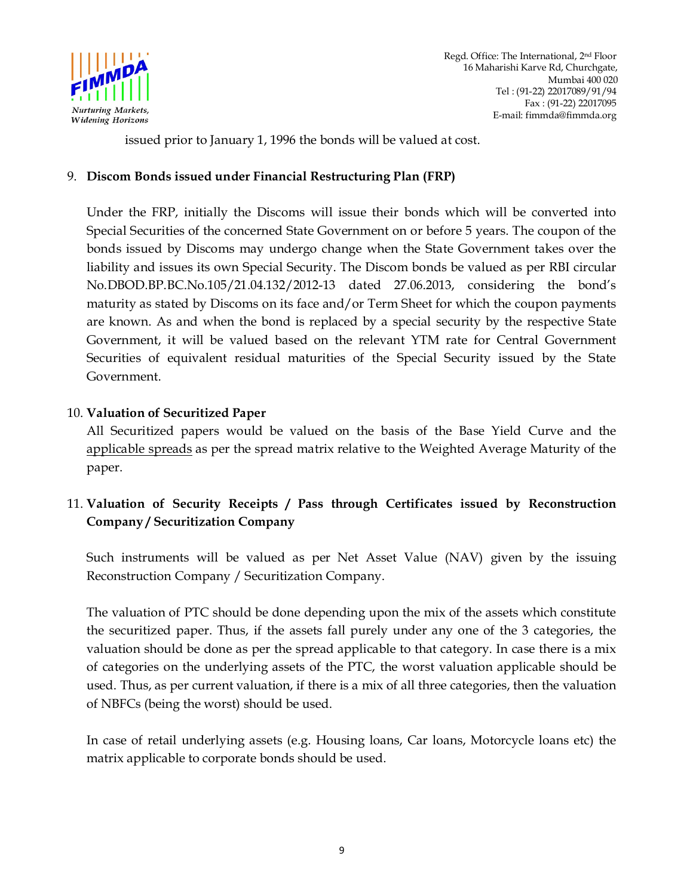issued prior to January 1, 1996 the bonds will be valued at cost.

9. **Discom Bonds issued under Financial Restructuring Plan (FRP)**

   Under the FRP, initially the Discoms will issue their bonds which will be converted into Special Securities of the concerned State Government on or before 5 years. The coupon of the bonds issued by Discoms may undergo change when the State Government takes over the liability and issues its own Special Security. The Discom bonds be valued as per RBI circular No.DBOD.BP.BC.No.105/21.04.132/2012-13 dated 27.06.2013, considering the bond's maturity as stated by Discoms on its face and/or Term Sheet for which the coupon payments are known. As and when the bond is replaced by a special security by the respective State Government, it will be valued based on the relevant YTM rate for Central Government Securities of equivalent residual maturities of the Special Security issued by the State Government.

10. **Valuation of Securitized Paper**

    All Securitized papers would be valued on the basis of the Base Yield Curve and the applicable spreads as per the spread matrix relative to the Weighted Average Maturity of the paper.

11. **Valuation of Security Receipts / Pass through Certificates issued by Reconstruction Company / Securitization Company**

    Such instruments will be valued as per Net Asset Value (NAV) given by the issuing Reconstruction Company / Securitization Company.

    The valuation of PTC should be done depending upon the mix of the assets which constitute the securitized paper. Thus, if the assets fall purely under any one of the 3 categories, the valuation should be done as per the spread applicable to that category. In case there is a mix of categories on the underlying assets of the PTC, the worst valuation applicable should be used. Thus, as per current valuation, if there is a mix of all three categories, then the valuation of NBFCs (being the worst) should be used.

    In case of retail underlying assets (e.g. Housing loans, Car loans, Motorcycle loans etc) the matrix applicable to corporate bonds should be used.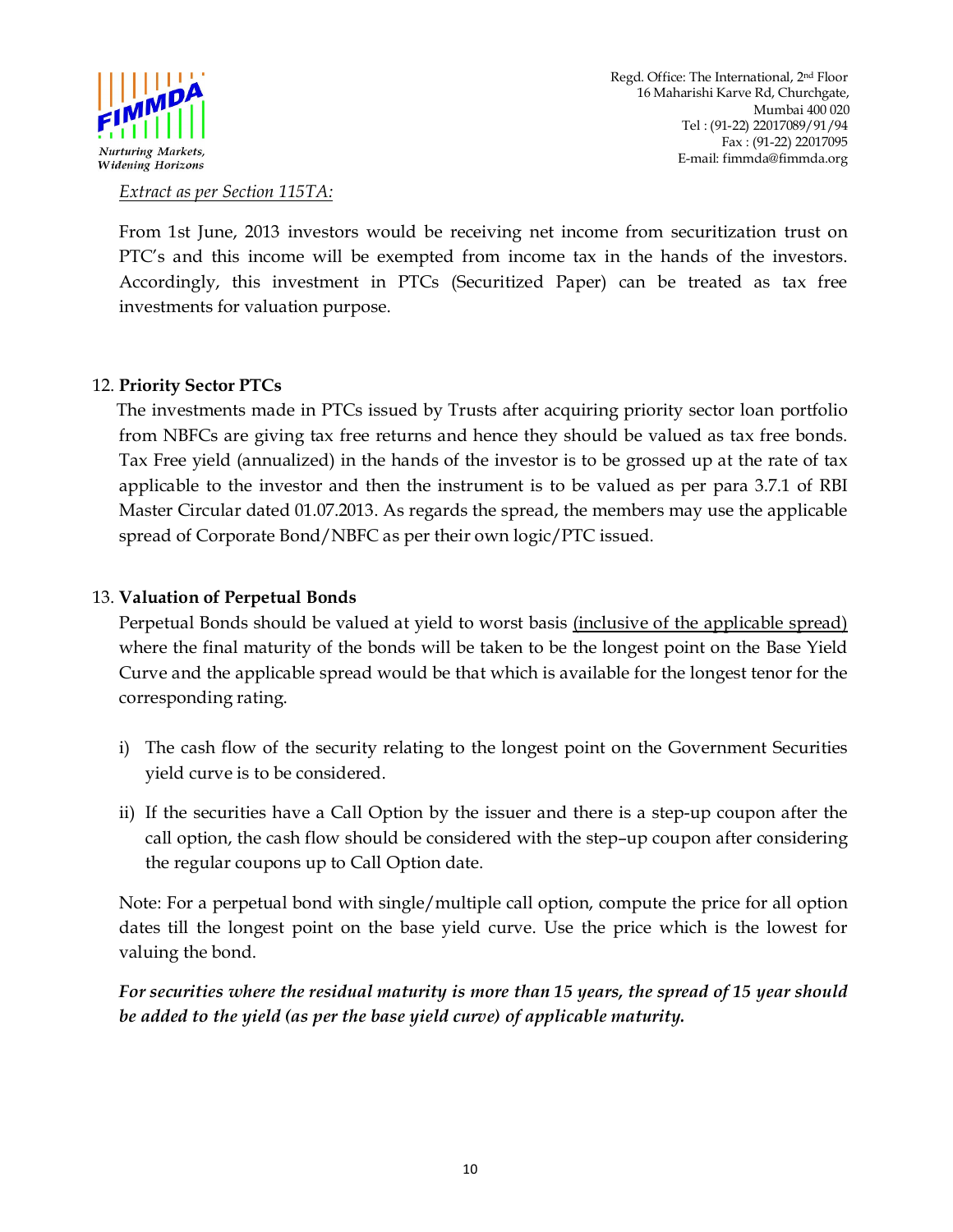*Extract as per Section 115TA:*

From 1st June, 2013 investors would be receiving net income from securitization trust on PTC's and this income will be exempted from income tax in the hands of the investors. Accordingly, this investment in PTCs (Securitized Paper) can be treated as tax free investments for valuation purpose.

12. **Priority Sector PTCs**

The investments made in PTCs issued by Trusts after acquiring priority sector loan portfolio from NBFCs are giving tax free returns and hence they should be valued as tax free bonds. Tax Free yield (annualized) in the hands of the investor is to be grossed up at the rate of tax applicable to the investor and then the instrument is to be valued as per para 3.7.1 of RBI Master Circular dated 01.07.2013. As regards the spread, the members may use the applicable spread of Corporate Bond/NBFC as per their own logic/PTC issued.

13. **Valuation of Perpetual Bonds**

Perpetual Bonds should be valued at yield to worst basis <u>(inclusive of the applicable spread)</u> where the final maturity of the bonds will be taken to be the longest point on the Base Yield Curve and the applicable spread would be that which is available for the longest tenor for the corresponding rating.

i) The cash flow of the security relating to the longest point on the Government Securities yield curve is to be considered.

ii) If the securities have a Call Option by the issuer and there is a step-up coupon after the call option, the cash flow should be considered with the step–up coupon after considering the regular coupons up to Call Option date.

Note: For a perpetual bond with single/multiple call option, compute the price for all option dates till the longest point on the base yield curve. Use the price which is the lowest for valuing the bond.

***For securities where the residual maturity is more than 15 years, the spread of 15 year should be added to the yield (as per the base yield curve) of applicable maturity.***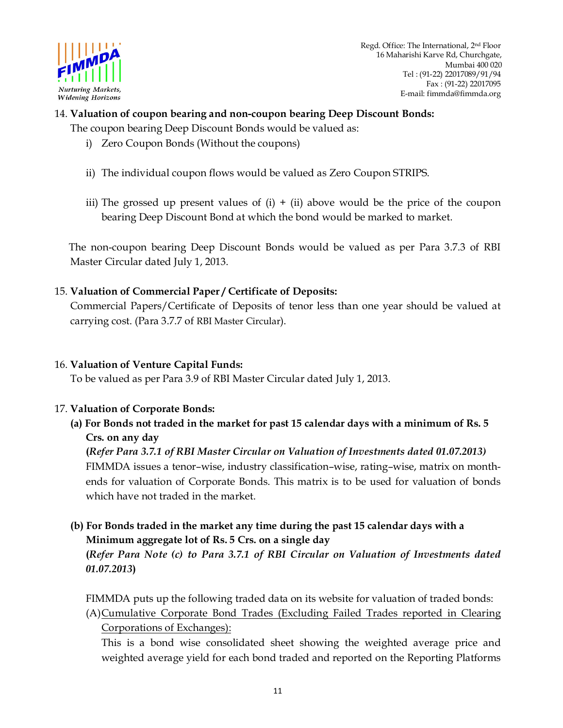14. **Valuation of coupon bearing and non-coupon bearing Deep Discount Bonds:**

    The coupon bearing Deep Discount Bonds would be valued as:

    i) Zero Coupon Bonds (Without the coupons)

    ii) The individual coupon flows would be valued as Zero Coupon STRIPS.

    iii) The grossed up present values of (i) + (ii) above would be the price of the coupon bearing Deep Discount Bond at which the bond would be marked to market.

    The non-coupon bearing Deep Discount Bonds would be valued as per Para 3.7.3 of RBI Master Circular dated July 1, 2013.

15. **Valuation of Commercial Paper / Certificate of Deposits:**

    Commercial Papers/Certificate of Deposits of tenor less than one year should be valued at carrying cost. (Para 3.7.7 of RBI Master Circular).

16. **Valuation of Venture Capital Funds:**

    To be valued as per Para 3.9 of RBI Master Circular dated July 1, 2013.

17. **Valuation of Corporate Bonds:**

    **(a) For Bonds not traded in the market for past 15 calendar days with a minimum of Rs. 5 Crs. on any day**

    **(*Refer Para 3.7.1 of RBI Master Circular on Valuation of Investments dated 01.07.2013)***

    FIMMDA issues a tenor–wise, industry classification–wise, rating–wise, matrix on month-ends for valuation of Corporate Bonds. This matrix is to be used for valuation of bonds which have not traded in the market.

    **(b) For Bonds traded in the market any time during the past 15 calendar days with a Minimum aggregate lot of Rs. 5 Crs. on a single day**

    **(*Refer Para Note (c) to Para 3.7.1 of RBI Circular on Valuation of Investments dated 01.07.2013*)**

    FIMMDA puts up the following traded data on its website for valuation of traded bonds:

    (A) <u>Cumulative Corporate Bond Trades (Excluding Failed Trades reported in Clearing Corporations of Exchanges):</u>

    This is a bond wise consolidated sheet showing the weighted average price and weighted average yield for each bond traded and reported on the Reporting Platforms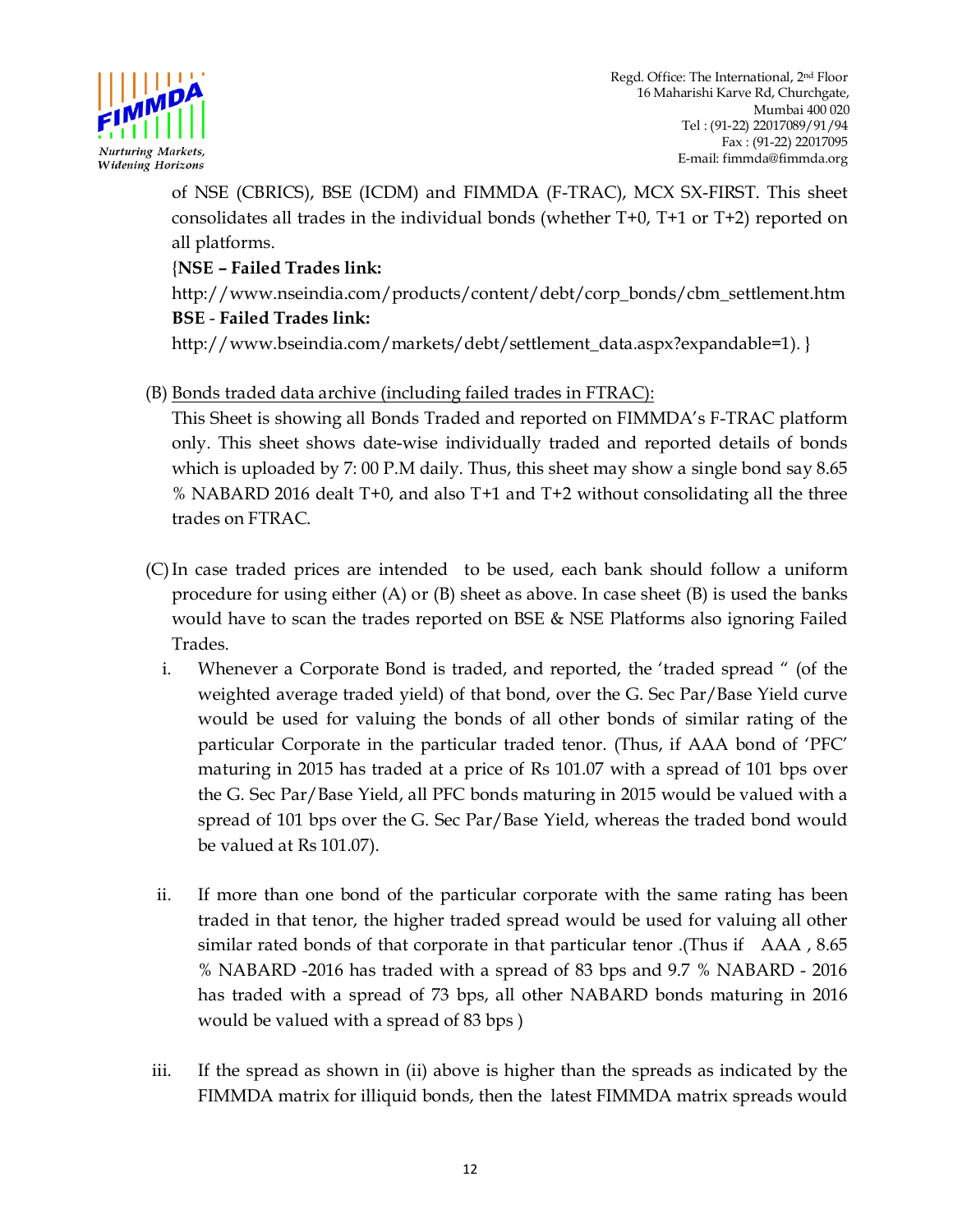of NSE (CBRICS), BSE (ICDM) and FIMMDA (F-TRAC), MCX SX-FIRST. This sheet consolidates all trades in the individual bonds (whether T+0, T+1 or T+2) reported on all platforms.

{**NSE – Failed Trades link:**
http://www.nseindia.com/products/content/debt/corp_bonds/cbm_settlement.htm
**BSE - Failed Trades link:**
http://www.bseindia.com/markets/debt/settlement_data.aspx?expandable=1). }

(B) <u>Bonds traded data archive (including failed trades in FTRAC):</u>
This Sheet is showing all Bonds Traded and reported on FIMMDA's F-TRAC platform only. This sheet shows date-wise individually traded and reported details of bonds which is uploaded by 7: 00 P.M daily. Thus, this sheet may show a single bond say 8.65 % NABARD 2016 dealt T+0, and also T+1 and T+2 without consolidating all the three trades on FTRAC.

(C) In case traded prices are intended to be used, each bank should follow a uniform procedure for using either (A) or (B) sheet as above. In case sheet (B) is used the banks would have to scan the trades reported on BSE & NSE Platforms also ignoring Failed Trades.

i. Whenever a Corporate Bond is traded, and reported, the 'traded spread " (of the weighted average traded yield) of that bond, over the G. Sec Par/Base Yield curve would be used for valuing the bonds of all other bonds of similar rating of the particular Corporate in the particular traded tenor. (Thus, if AAA bond of 'PFC' maturing in 2015 has traded at a price of Rs 101.07 with a spread of 101 bps over the G. Sec Par/Base Yield, all PFC bonds maturing in 2015 would be valued with a spread of 101 bps over the G. Sec Par/Base Yield, whereas the traded bond would be valued at Rs 101.07).

ii. If more than one bond of the particular corporate with the same rating has been traded in that tenor, the higher traded spread would be used for valuing all other similar rated bonds of that corporate in that particular tenor .(Thus if AAA , 8.65 % NABARD -2016 has traded with a spread of 83 bps and 9.7 % NABARD - 2016 has traded with a spread of 73 bps, all other NABARD bonds maturing in 2016 would be valued with a spread of 83 bps )

iii. If the spread as shown in (ii) above is higher than the spreads as indicated by the FIMMDA matrix for illiquid bonds, then the latest FIMMDA matrix spreads would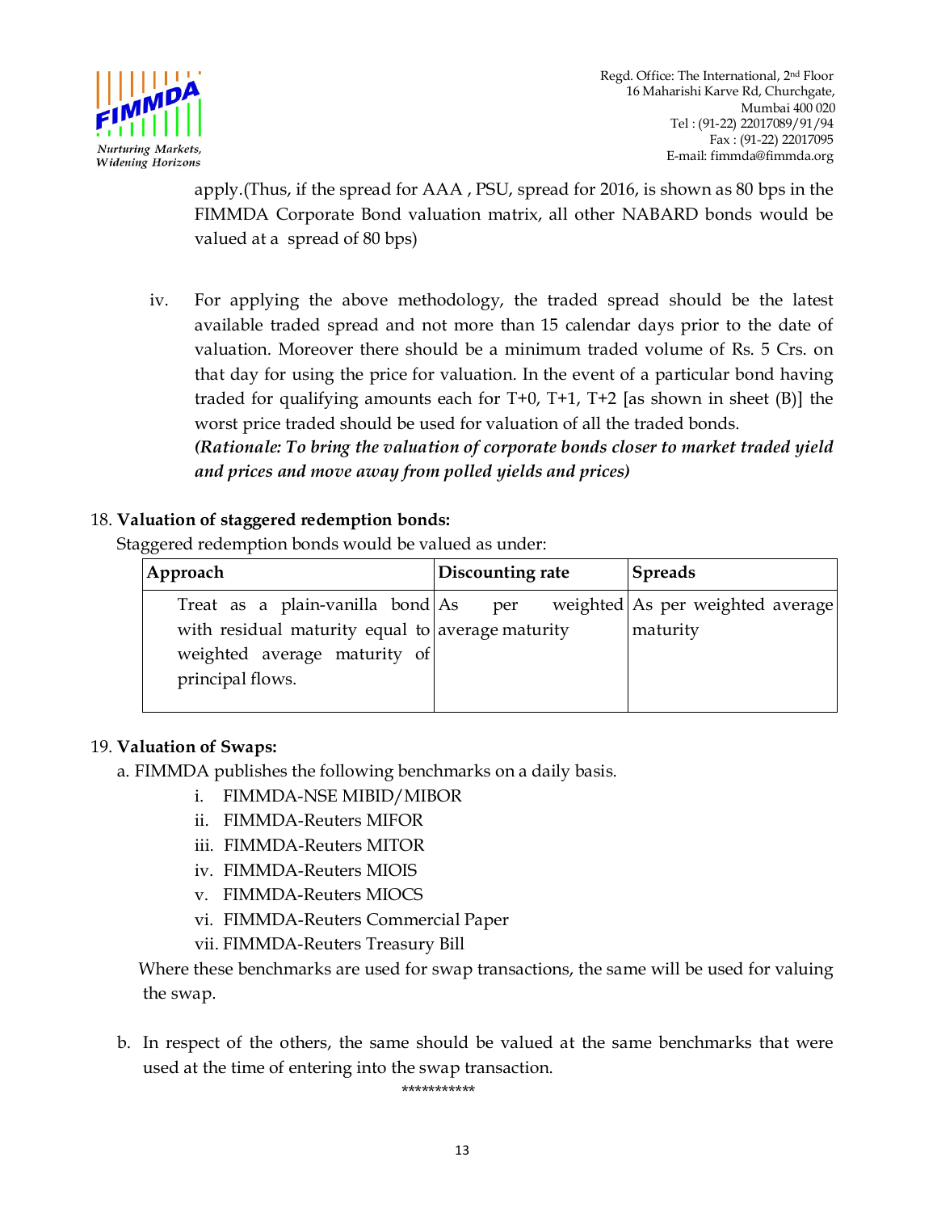apply.(Thus, if the spread for AAA , PSU, spread for 2016, is shown as 80 bps in the FIMMDA Corporate Bond valuation matrix, all other NABARD bonds would be valued at a spread of 80 bps)

iv. For applying the above methodology, the traded spread should be the latest available traded spread and not more than 15 calendar days prior to the date of valuation. Moreover there should be a minimum traded volume of Rs. 5 Crs. on that day for using the price for valuation. In the event of a particular bond having traded for qualifying amounts each for T+0, T+1, T+2 [as shown in sheet (B)] the worst price traded should be used for valuation of all the traded bonds.
***(Rationale: To bring the valuation of corporate bonds closer to market traded yield and prices and move away from polled yields and prices)***

18. **Valuation of staggered redemption bonds:**

Staggered redemption bonds would be valued as under:

| Approach | Discounting rate | Spreads |
|---|---|---|
| Treat as a plain-vanilla bond with residual maturity equal to weighted average maturity of principal flows. | As per weighted average maturity | As per weighted average maturity |

19. **Valuation of Swaps:**

a. FIMMDA publishes the following benchmarks on a daily basis.

i. FIMMDA-NSE MIBID/MIBOR
ii. FIMMDA-Reuters MIFOR
iii. FIMMDA-Reuters MITOR
iv. FIMMDA-Reuters MIOIS
v. FIMMDA-Reuters MIOCS
vi. FIMMDA-Reuters Commercial Paper
vii. FIMMDA-Reuters Treasury Bill

Where these benchmarks are used for swap transactions, the same will be used for valuing the swap.

b. In respect of the others, the same should be valued at the same benchmarks that were used at the time of entering into the swap transaction.

***********